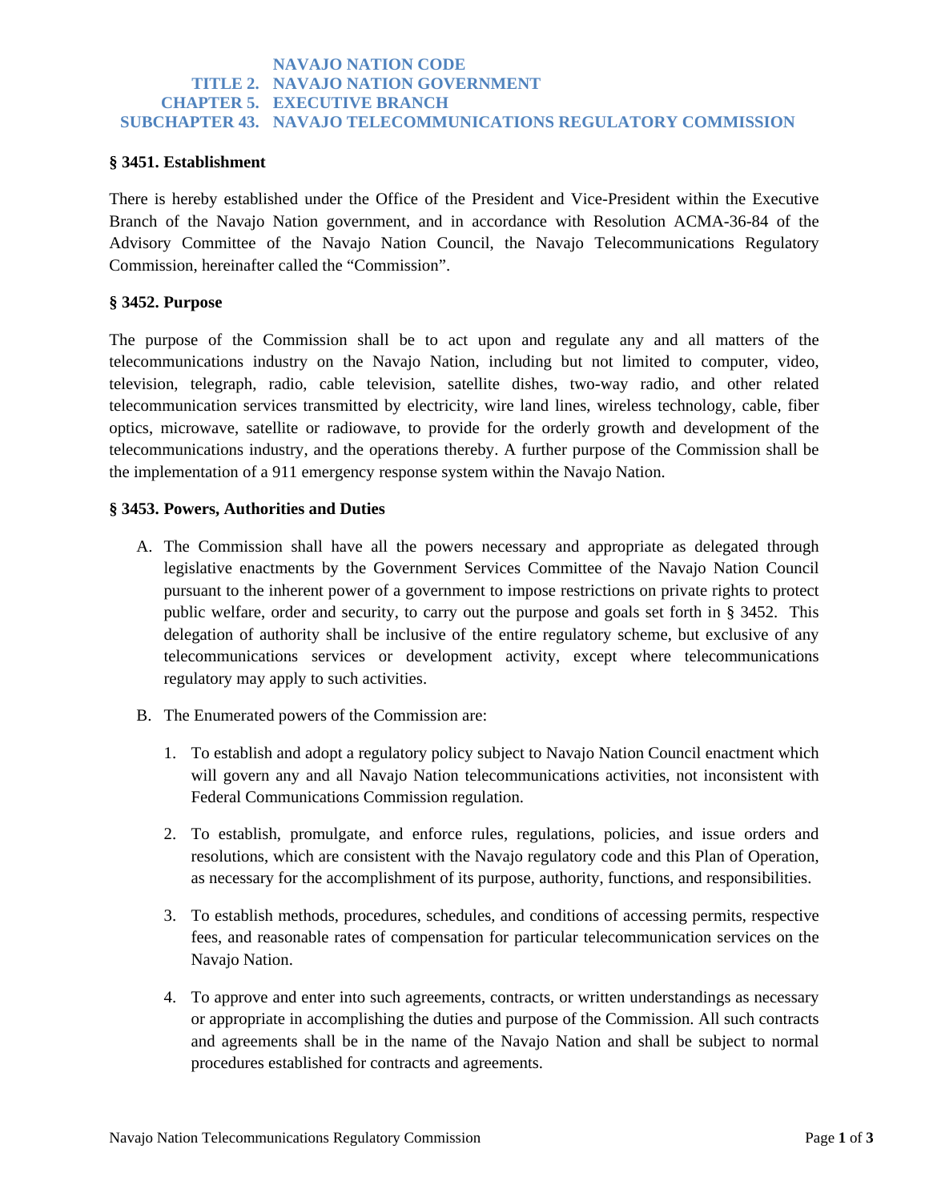# NAVAJO NATION CODE
## TITLE 2. NAVAJO NATION GOVERNMENT
## CHAPTER 5. EXECUTIVE BRANCH
## SUBCHAPTER 43. NAVAJO TELECOMMUNICATIONS REGULATORY COMMISSION

### § 3451. Establishment

There is hereby established under the Office of the President and Vice-President within the Executive Branch of the Navajo Nation government, and in accordance with Resolution ACMA-36-84 of the Advisory Committee of the Navajo Nation Council, the Navajo Telecommunications Regulatory Commission, hereinafter called the "Commission".

### § 3452. Purpose

The purpose of the Commission shall be to act upon and regulate any and all matters of the telecommunications industry on the Navajo Nation, including but not limited to computer, video, television, telegraph, radio, cable television, satellite dishes, two-way radio, and other related telecommunication services transmitted by electricity, wire land lines, wireless technology, cable, fiber optics, microwave, satellite or radiowave, to provide for the orderly growth and development of the telecommunications industry, and the operations thereby. A further purpose of the Commission shall be the implementation of a 911 emergency response system within the Navajo Nation.

### § 3453. Powers, Authorities and Duties

A. The Commission shall have all the powers necessary and appropriate as delegated through legislative enactments by the Government Services Committee of the Navajo Nation Council pursuant to the inherent power of a government to impose restrictions on private rights to protect public welfare, order and security, to carry out the purpose and goals set forth in § 3452. This delegation of authority shall be inclusive of the entire regulatory scheme, but exclusive of any telecommunications services or development activity, except where telecommunications regulatory may apply to such activities.

B. The Enumerated powers of the Commission are:

1. To establish and adopt a regulatory policy subject to Navajo Nation Council enactment which will govern any and all Navajo Nation telecommunications activities, not inconsistent with Federal Communications Commission regulation.

2. To establish, promulgate, and enforce rules, regulations, policies, and issue orders and resolutions, which are consistent with the Navajo regulatory code and this Plan of Operation, as necessary for the accomplishment of its purpose, authority, functions, and responsibilities.

3. To establish methods, procedures, schedules, and conditions of accessing permits, respective fees, and reasonable rates of compensation for particular telecommunication services on the Navajo Nation.

4. To approve and enter into such agreements, contracts, or written understandings as necessary or appropriate in accomplishing the duties and purpose of the Commission. All such contracts and agreements shall be in the name of the Navajo Nation and shall be subject to normal procedures established for contracts and agreements.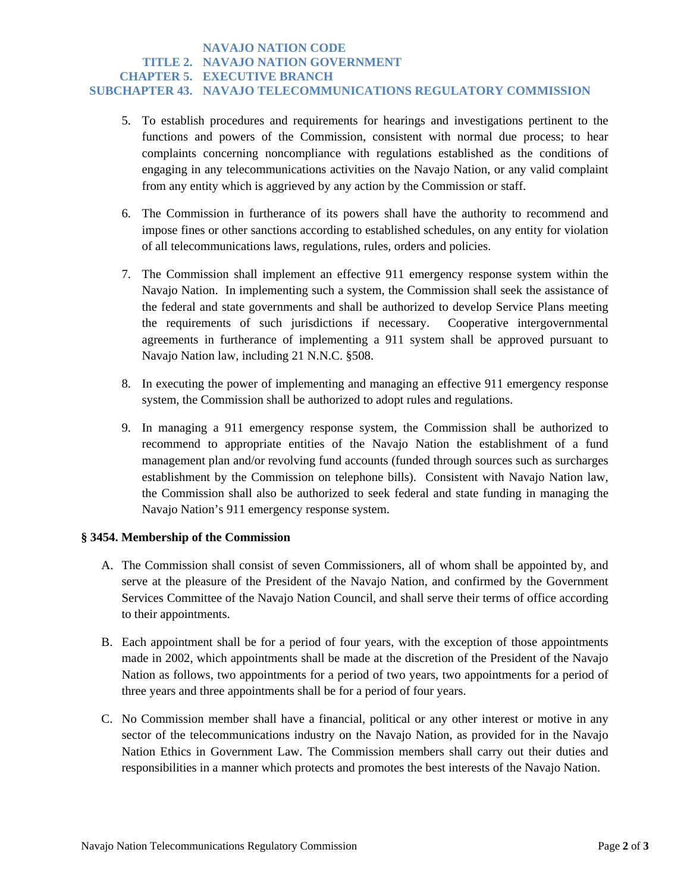5. To establish procedures and requirements for hearings and investigations pertinent to the functions and powers of the Commission, consistent with normal due process; to hear complaints concerning noncompliance with regulations established as the conditions of engaging in any telecommunications activities on the Navajo Nation, or any valid complaint from any entity which is aggrieved by any action by the Commission or staff.

6. The Commission in furtherance of its powers shall have the authority to recommend and impose fines or other sanctions according to established schedules, on any entity for violation of all telecommunications laws, regulations, rules, orders and policies.

7. The Commission shall implement an effective 911 emergency response system within the Navajo Nation. In implementing such a system, the Commission shall seek the assistance of the federal and state governments and shall be authorized to develop Service Plans meeting the requirements of such jurisdictions if necessary. Cooperative intergovernmental agreements in furtherance of implementing a 911 system shall be approved pursuant to Navajo Nation law, including 21 N.N.C. §508.

8. In executing the power of implementing and managing an effective 911 emergency response system, the Commission shall be authorized to adopt rules and regulations.

9. In managing a 911 emergency response system, the Commission shall be authorized to recommend to appropriate entities of the Navajo Nation the establishment of a fund management plan and/or revolving fund accounts (funded through sources such as surcharges establishment by the Commission on telephone bills). Consistent with Navajo Nation law, the Commission shall also be authorized to seek federal and state funding in managing the Navajo Nation's 911 emergency response system.

### § 3454. Membership of the Commission

A. The Commission shall consist of seven Commissioners, all of whom shall be appointed by, and serve at the pleasure of the President of the Navajo Nation, and confirmed by the Government Services Committee of the Navajo Nation Council, and shall serve their terms of office according to their appointments.

B. Each appointment shall be for a period of four years, with the exception of those appointments made in 2002, which appointments shall be made at the discretion of the President of the Navajo Nation as follows, two appointments for a period of two years, two appointments for a period of three years and three appointments shall be for a period of four years.

C. No Commission member shall have a financial, political or any other interest or motive in any sector of the telecommunications industry on the Navajo Nation, as provided for in the Navajo Nation Ethics in Government Law. The Commission members shall carry out their duties and responsibilities in a manner which protects and promotes the best interests of the Navajo Nation.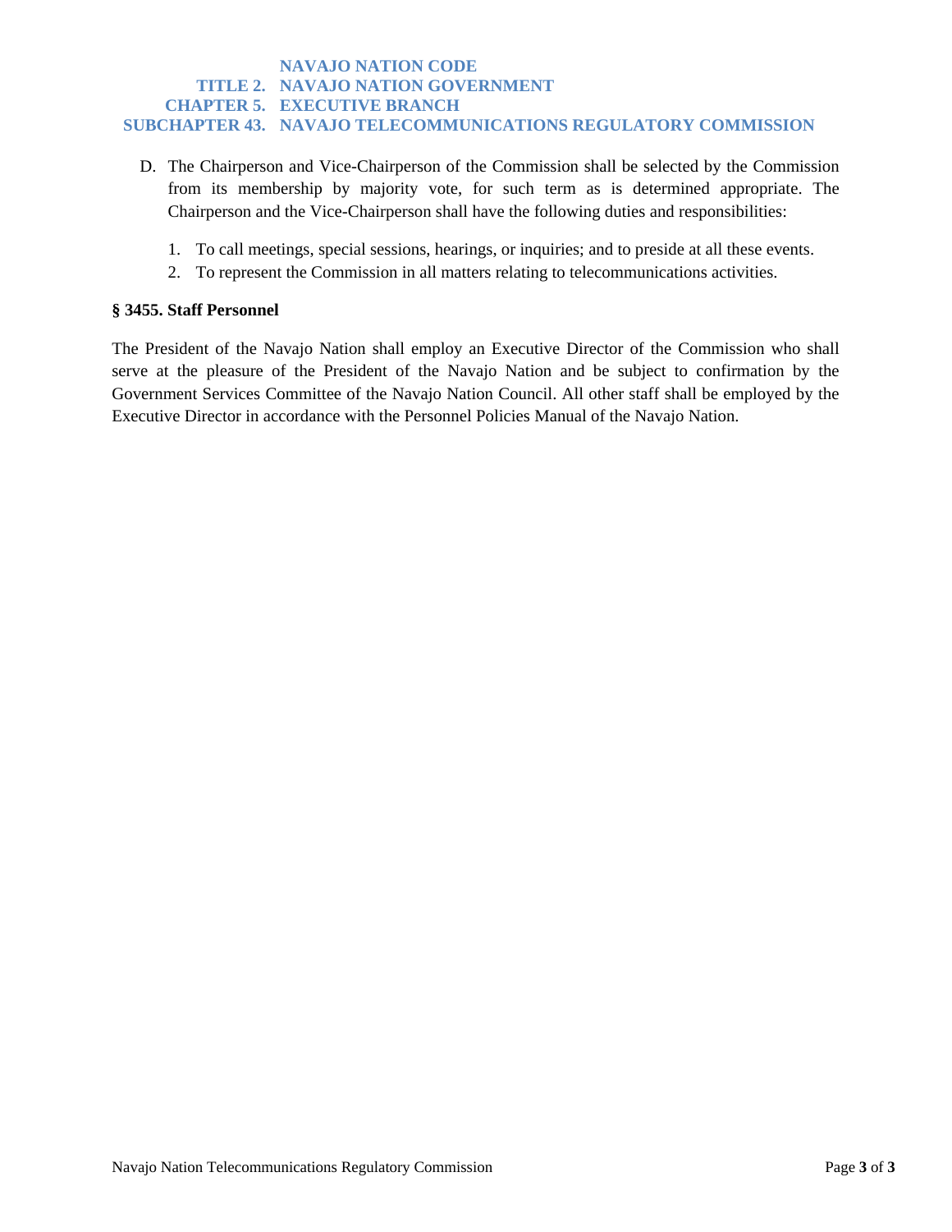D. The Chairperson and Vice-Chairperson of the Commission shall be selected by the Commission from its membership by majority vote, for such term as is determined appropriate. The Chairperson and the Vice-Chairperson shall have the following duties and responsibilities:

1. To call meetings, special sessions, hearings, or inquiries; and to preside at all these events.
2. To represent the Commission in all matters relating to telecommunications activities.

**§ 3455. Staff Personnel**

The President of the Navajo Nation shall employ an Executive Director of the Commission who shall serve at the pleasure of the President of the Navajo Nation and be subject to confirmation by the Government Services Committee of the Navajo Nation Council. All other staff shall be employed by the Executive Director in accordance with the Personnel Policies Manual of the Navajo Nation.